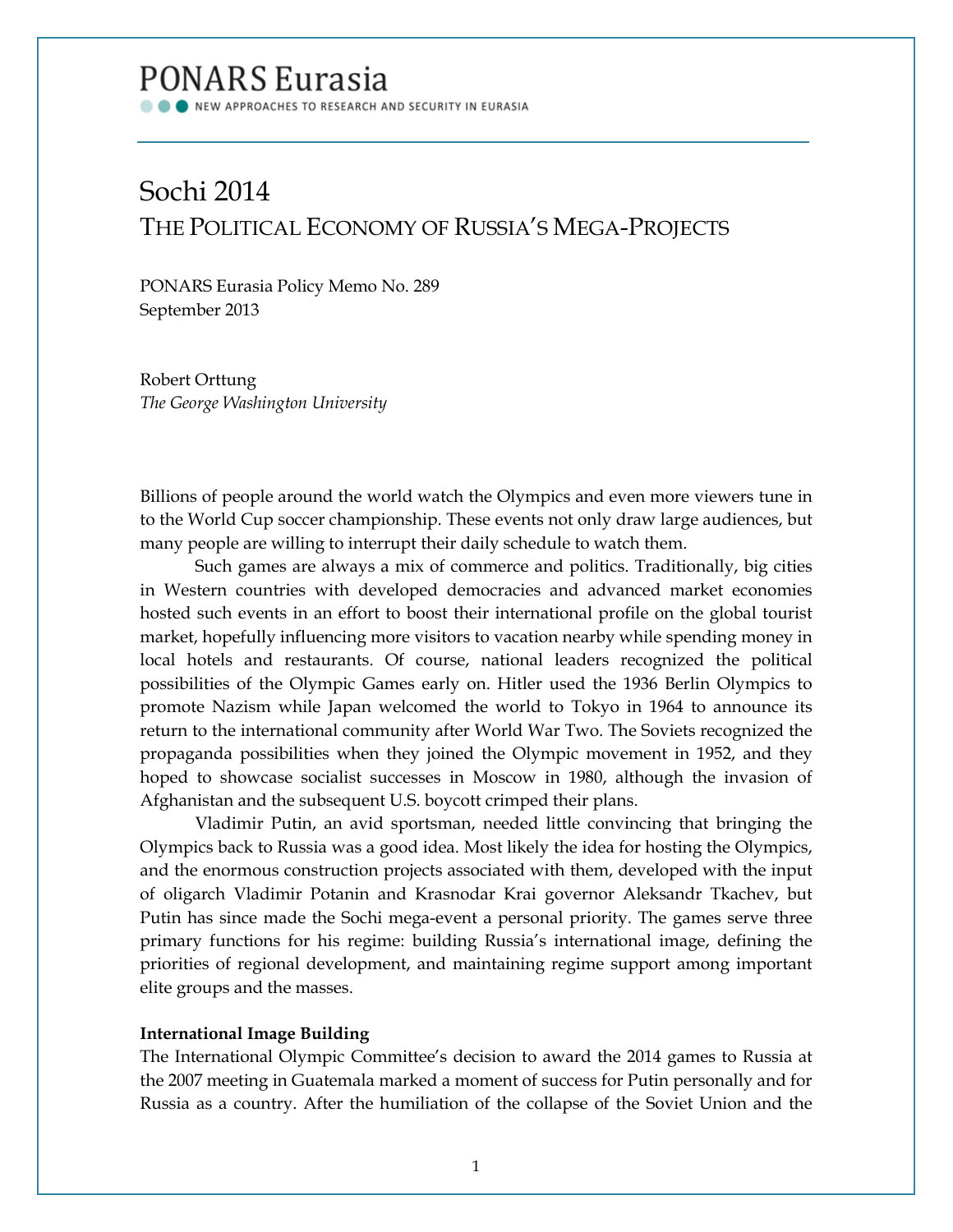PONARS Eurasia

NEW APPROACHES TO RESEARCH AND SECURITY IN EURASIA

# Sochi 2014

## THE POLITICAL ECONOMY OF RUSSIA'S MEGA-PROJECTS

PONARS Eurasia Policy Memo No. 289
September 2013

Robert Orttung
*The George Washington University*

Billions of people around the world watch the Olympics and even more viewers tune in to the World Cup soccer championship. These events not only draw large audiences, but many people are willing to interrupt their daily schedule to watch them.

Such games are always a mix of commerce and politics. Traditionally, big cities in Western countries with developed democracies and advanced market economies hosted such events in an effort to boost their international profile on the global tourist market, hopefully influencing more visitors to vacation nearby while spending money in local hotels and restaurants. Of course, national leaders recognized the political possibilities of the Olympic Games early on. Hitler used the 1936 Berlin Olympics to promote Nazism while Japan welcomed the world to Tokyo in 1964 to announce its return to the international community after World War Two. The Soviets recognized the propaganda possibilities when they joined the Olympic movement in 1952, and they hoped to showcase socialist successes in Moscow in 1980, although the invasion of Afghanistan and the subsequent U.S. boycott crimped their plans.

Vladimir Putin, an avid sportsman, needed little convincing that bringing the Olympics back to Russia was a good idea. Most likely the idea for hosting the Olympics, and the enormous construction projects associated with them, developed with the input of oligarch Vladimir Potanin and Krasnodar Krai governor Aleksandr Tkachev, but Putin has since made the Sochi mega-event a personal priority. The games serve three primary functions for his regime: building Russia's international image, defining the priorities of regional development, and maintaining regime support among important elite groups and the masses.

**International Image Building**

The International Olympic Committee's decision to award the 2014 games to Russia at the 2007 meeting in Guatemala marked a moment of success for Putin personally and for Russia as a country. After the humiliation of the collapse of the Soviet Union and the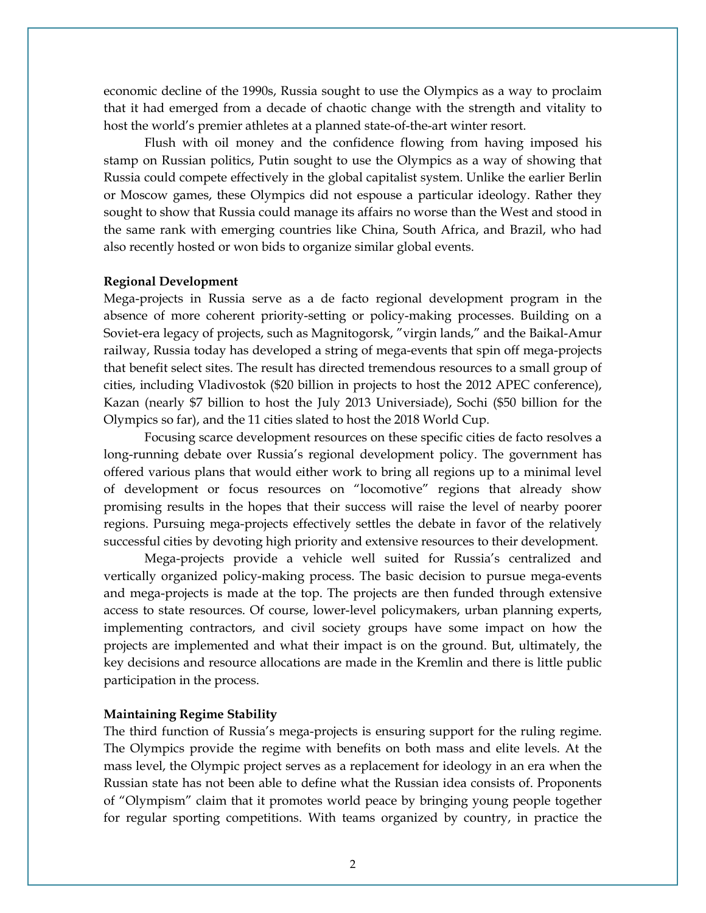economic decline of the 1990s, Russia sought to use the Olympics as a way to proclaim that it had emerged from a decade of chaotic change with the strength and vitality to host the world's premier athletes at a planned state-of-the-art winter resort.

Flush with oil money and the confidence flowing from having imposed his stamp on Russian politics, Putin sought to use the Olympics as a way of showing that Russia could compete effectively in the global capitalist system. Unlike the earlier Berlin or Moscow games, these Olympics did not espouse a particular ideology. Rather they sought to show that Russia could manage its affairs no worse than the West and stood in the same rank with emerging countries like China, South Africa, and Brazil, who had also recently hosted or won bids to organize similar global events.

**Regional Development**

Mega-projects in Russia serve as a de facto regional development program in the absence of more coherent priority-setting or policy-making processes. Building on a Soviet-era legacy of projects, such as Magnitogorsk, "virgin lands," and the Baikal-Amur railway, Russia today has developed a string of mega-events that spin off mega-projects that benefit select sites. The result has directed tremendous resources to a small group of cities, including Vladivostok ($20 billion in projects to host the 2012 APEC conference), Kazan (nearly $7 billion to host the July 2013 Universiade), Sochi ($50 billion for the Olympics so far), and the 11 cities slated to host the 2018 World Cup.

Focusing scarce development resources on these specific cities de facto resolves a long-running debate over Russia's regional development policy. The government has offered various plans that would either work to bring all regions up to a minimal level of development or focus resources on "locomotive" regions that already show promising results in the hopes that their success will raise the level of nearby poorer regions. Pursuing mega-projects effectively settles the debate in favor of the relatively successful cities by devoting high priority and extensive resources to their development.

Mega-projects provide a vehicle well suited for Russia's centralized and vertically organized policy-making process. The basic decision to pursue mega-events and mega-projects is made at the top. The projects are then funded through extensive access to state resources. Of course, lower-level policymakers, urban planning experts, implementing contractors, and civil society groups have some impact on how the projects are implemented and what their impact is on the ground. But, ultimately, the key decisions and resource allocations are made in the Kremlin and there is little public participation in the process.

**Maintaining Regime Stability**

The third function of Russia's mega-projects is ensuring support for the ruling regime. The Olympics provide the regime with benefits on both mass and elite levels. At the mass level, the Olympic project serves as a replacement for ideology in an era when the Russian state has not been able to define what the Russian idea consists of. Proponents of "Olympism" claim that it promotes world peace by bringing young people together for regular sporting competitions. With teams organized by country, in practice the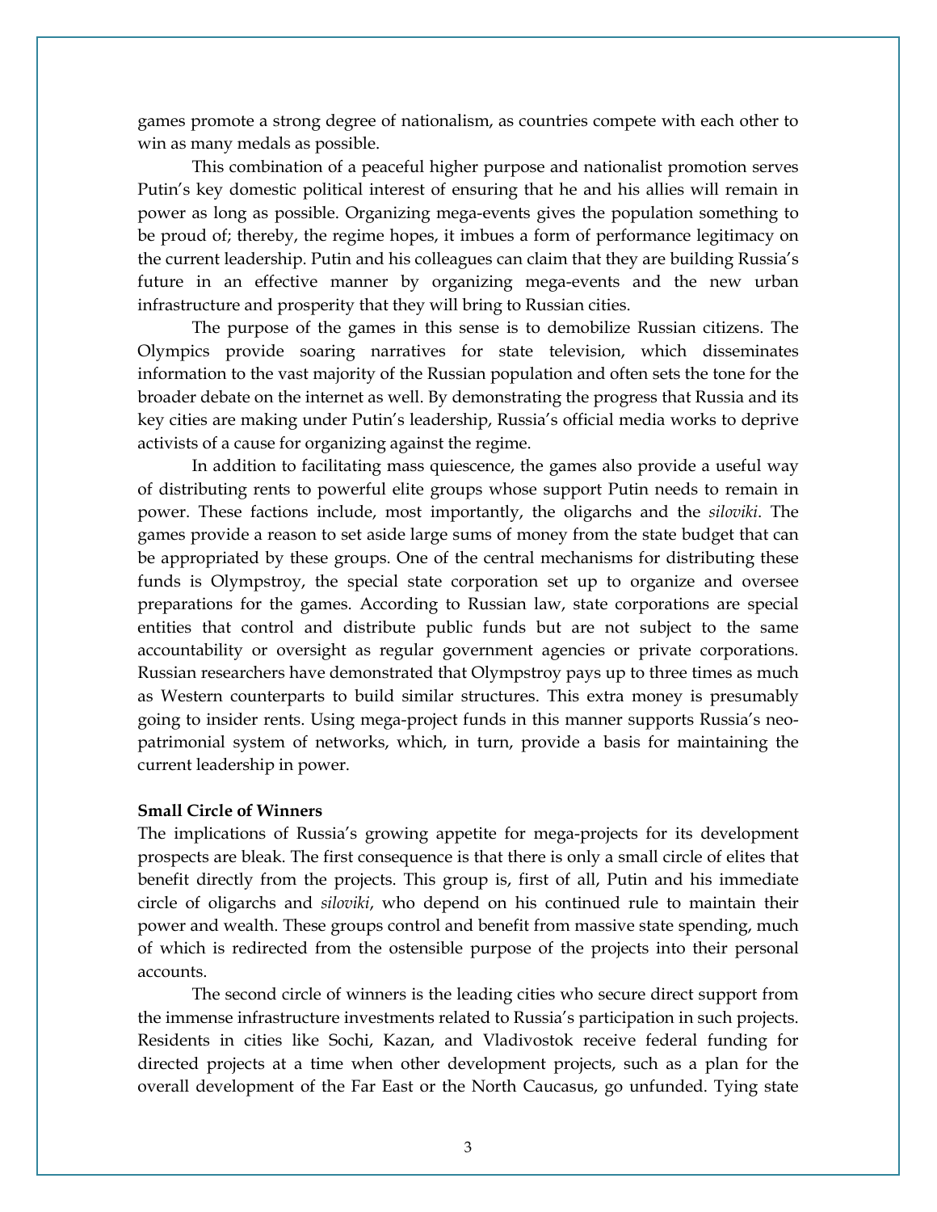games promote a strong degree of nationalism, as countries compete with each other to win as many medals as possible.

This combination of a peaceful higher purpose and nationalist promotion serves Putin's key domestic political interest of ensuring that he and his allies will remain in power as long as possible. Organizing mega-events gives the population something to be proud of; thereby, the regime hopes, it imbues a form of performance legitimacy on the current leadership. Putin and his colleagues can claim that they are building Russia's future in an effective manner by organizing mega-events and the new urban infrastructure and prosperity that they will bring to Russian cities.

The purpose of the games in this sense is to demobilize Russian citizens. The Olympics provide soaring narratives for state television, which disseminates information to the vast majority of the Russian population and often sets the tone for the broader debate on the internet as well. By demonstrating the progress that Russia and its key cities are making under Putin's leadership, Russia's official media works to deprive activists of a cause for organizing against the regime.

In addition to facilitating mass quiescence, the games also provide a useful way of distributing rents to powerful elite groups whose support Putin needs to remain in power. These factions include, most importantly, the oligarchs and the *siloviki*. The games provide a reason to set aside large sums of money from the state budget that can be appropriated by these groups. One of the central mechanisms for distributing these funds is Olympstroy, the special state corporation set up to organize and oversee preparations for the games. According to Russian law, state corporations are special entities that control and distribute public funds but are not subject to the same accountability or oversight as regular government agencies or private corporations. Russian researchers have demonstrated that Olympstroy pays up to three times as much as Western counterparts to build similar structures. This extra money is presumably going to insider rents. Using mega-project funds in this manner supports Russia's neo-patrimonial system of networks, which, in turn, provide a basis for maintaining the current leadership in power.

**Small Circle of Winners**

The implications of Russia's growing appetite for mega-projects for its development prospects are bleak. The first consequence is that there is only a small circle of elites that benefit directly from the projects. This group is, first of all, Putin and his immediate circle of oligarchs and *siloviki*, who depend on his continued rule to maintain their power and wealth. These groups control and benefit from massive state spending, much of which is redirected from the ostensible purpose of the projects into their personal accounts.

The second circle of winners is the leading cities who secure direct support from the immense infrastructure investments related to Russia's participation in such projects. Residents in cities like Sochi, Kazan, and Vladivostok receive federal funding for directed projects at a time when other development projects, such as a plan for the overall development of the Far East or the North Caucasus, go unfunded. Tying state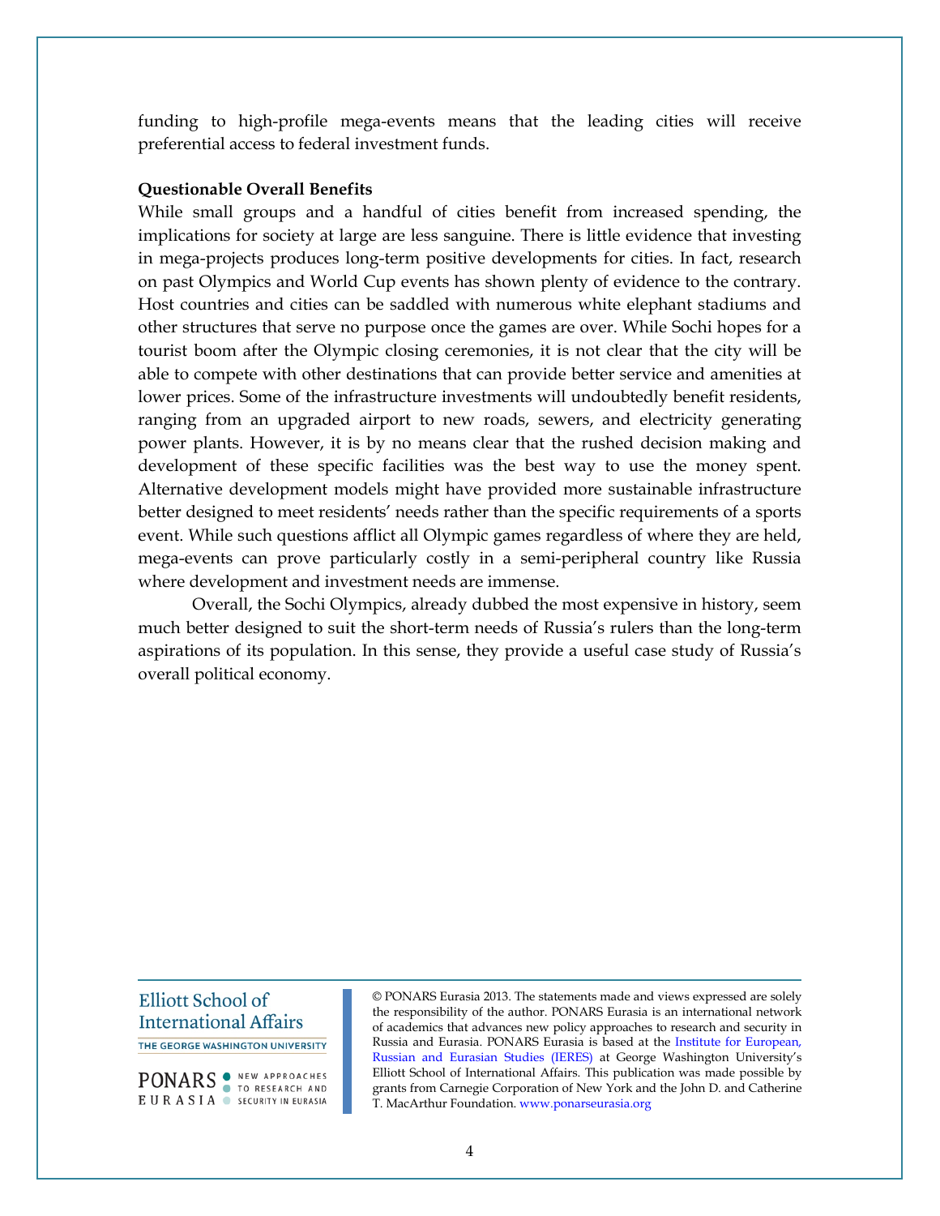funding to high-profile mega-events means that the leading cities will receive preferential access to federal investment funds.

**Questionable Overall Benefits**

While small groups and a handful of cities benefit from increased spending, the implications for society at large are less sanguine. There is little evidence that investing in mega-projects produces long-term positive developments for cities. In fact, research on past Olympics and World Cup events has shown plenty of evidence to the contrary. Host countries and cities can be saddled with numerous white elephant stadiums and other structures that serve no purpose once the games are over. While Sochi hopes for a tourist boom after the Olympic closing ceremonies, it is not clear that the city will be able to compete with other destinations that can provide better service and amenities at lower prices. Some of the infrastructure investments will undoubtedly benefit residents, ranging from an upgraded airport to new roads, sewers, and electricity generating power plants. However, it is by no means clear that the rushed decision making and development of these specific facilities was the best way to use the money spent. Alternative development models might have provided more sustainable infrastructure better designed to meet residents' needs rather than the specific requirements of a sports event. While such questions afflict all Olympic games regardless of where they are held, mega-events can prove particularly costly in a semi-peripheral country like Russia where development and investment needs are immense.

Overall, the Sochi Olympics, already dubbed the most expensive in history, seem much better designed to suit the short-term needs of Russia's rulers than the long-term aspirations of its population. In this sense, they provide a useful case study of Russia's overall political economy.

Elliott School of International Affairs
THE GEORGE WASHINGTON UNIVERSITY

PONARS EURASIA — NEW APPROACHES TO RESEARCH AND SECURITY IN EURASIA

© PONARS Eurasia 2013. The statements made and views expressed are solely the responsibility of the author. PONARS Eurasia is an international network of academics that advances new policy approaches to research and security in Russia and Eurasia. PONARS Eurasia is based at the Institute for European, Russian and Eurasian Studies (IERES) at George Washington University's Elliott School of International Affairs. This publication was made possible by grants from Carnegie Corporation of New York and the John D. and Catherine T. MacArthur Foundation. www.ponarseurasia.org